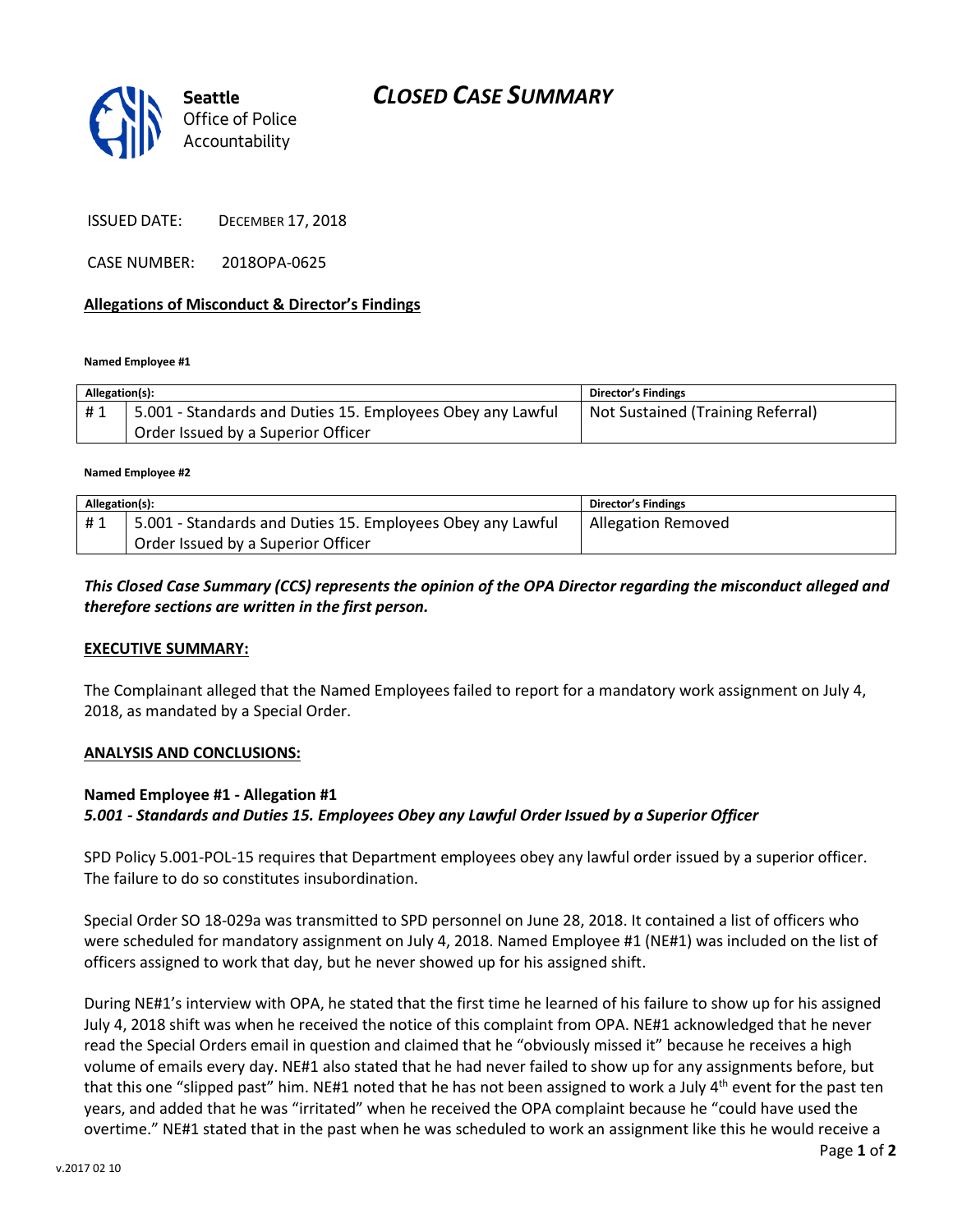Seattle
Office of Police
Accountability

# CLOSED CASE SUMMARY

ISSUED DATE: DECEMBER 17, 2018

CASE NUMBER: 2018OPA-0625

**Allegations of Misconduct & Director's Findings**

**Named Employee #1**

| Allegation(s): | | Director's Findings |
|---|---|---|
| # 1 | 5.001 - Standards and Duties 15. Employees Obey any Lawful Order Issued by a Superior Officer | Not Sustained (Training Referral) |

**Named Employee #2**

| Allegation(s): | | Director's Findings |
|---|---|---|
| # 1 | 5.001 - Standards and Duties 15. Employees Obey any Lawful Order Issued by a Superior Officer | Allegation Removed |

***This Closed Case Summary (CCS) represents the opinion of the OPA Director regarding the misconduct alleged and therefore sections are written in the first person.***

**EXECUTIVE SUMMARY:**

The Complainant alleged that the Named Employees failed to report for a mandatory work assignment on July 4, 2018, as mandated by a Special Order.

**ANALYSIS AND CONCLUSIONS:**

**Named Employee #1 - Allegation #1**
***5.001 - Standards and Duties 15. Employees Obey any Lawful Order Issued by a Superior Officer***

SPD Policy 5.001-POL-15 requires that Department employees obey any lawful order issued by a superior officer. The failure to do so constitutes insubordination.

Special Order SO 18-029a was transmitted to SPD personnel on June 28, 2018. It contained a list of officers who were scheduled for mandatory assignment on July 4, 2018. Named Employee #1 (NE#1) was included on the list of officers assigned to work that day, but he never showed up for his assigned shift.

During NE#1's interview with OPA, he stated that the first time he learned of his failure to show up for his assigned July 4, 2018 shift was when he received the notice of this complaint from OPA. NE#1 acknowledged that he never read the Special Orders email in question and claimed that he "obviously missed it" because he receives a high volume of emails every day. NE#1 also stated that he had never failed to show up for any assignments before, but that this one "slipped past" him. NE#1 noted that he has not been assigned to work a July 4th event for the past ten years, and added that he was "irritated" when he received the OPA complaint because he "could have used the overtime." NE#1 stated that in the past when he was scheduled to work an assignment like this he would receive a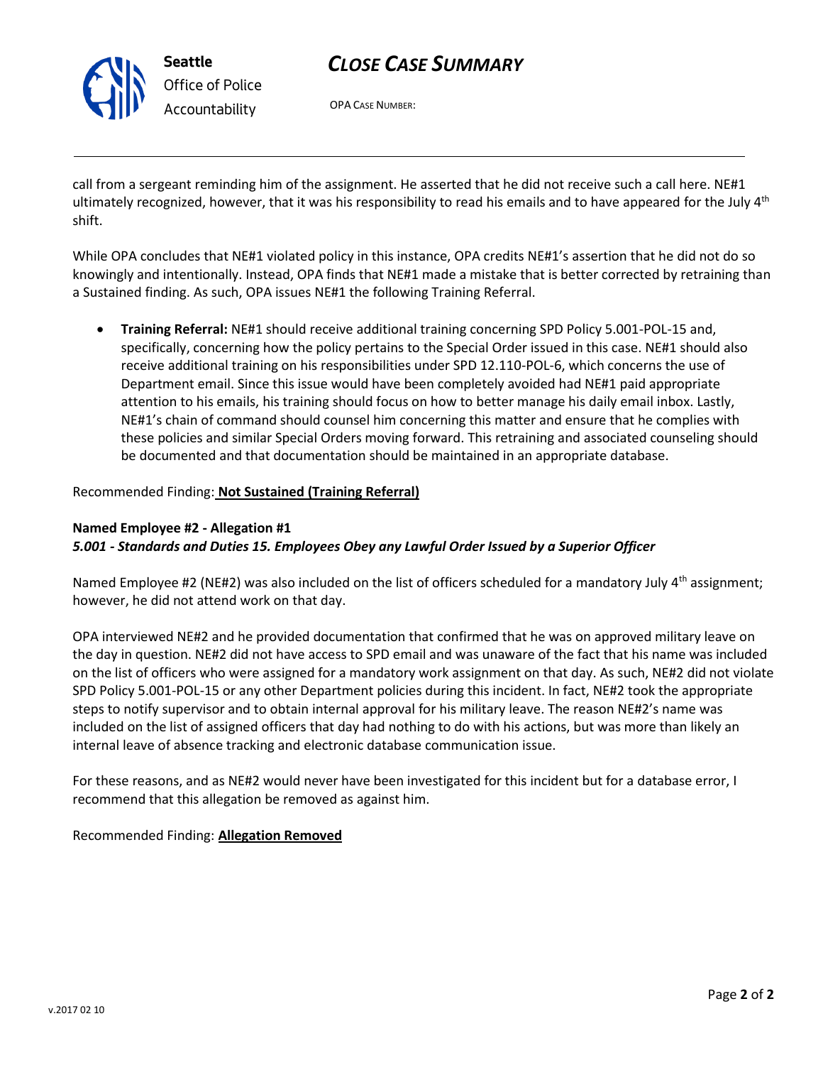call from a sergeant reminding him of the assignment. He asserted that he did not receive such a call here. NE#1 ultimately recognized, however, that it was his responsibility to read his emails and to have appeared for the July 4th shift.

While OPA concludes that NE#1 violated policy in this instance, OPA credits NE#1's assertion that he did not do so knowingly and intentionally. Instead, OPA finds that NE#1 made a mistake that is better corrected by retraining than a Sustained finding. As such, OPA issues NE#1 the following Training Referral.

- **Training Referral:** NE#1 should receive additional training concerning SPD Policy 5.001-POL-15 and, specifically, concerning how the policy pertains to the Special Order issued in this case. NE#1 should also receive additional training on his responsibilities under SPD 12.110-POL-6, which concerns the use of Department email. Since this issue would have been completely avoided had NE#1 paid appropriate attention to his emails, his training should focus on how to better manage his daily email inbox. Lastly, NE#1's chain of command should counsel him concerning this matter and ensure that he complies with these policies and similar Special Orders moving forward. This retraining and associated counseling should be documented and that documentation should be maintained in an appropriate database.

Recommended Finding: **Not Sustained (Training Referral)**

**Named Employee #2 - Allegation #1**
***5.001 - Standards and Duties 15. Employees Obey any Lawful Order Issued by a Superior Officer***

Named Employee #2 (NE#2) was also included on the list of officers scheduled for a mandatory July 4th assignment; however, he did not attend work on that day.

OPA interviewed NE#2 and he provided documentation that confirmed that he was on approved military leave on the day in question. NE#2 did not have access to SPD email and was unaware of the fact that his name was included on the list of officers who were assigned for a mandatory work assignment on that day. As such, NE#2 did not violate SPD Policy 5.001-POL-15 or any other Department policies during this incident. In fact, NE#2 took the appropriate steps to notify supervisor and to obtain internal approval for his military leave. The reason NE#2's name was included on the list of assigned officers that day had nothing to do with his actions, but was more than likely an internal leave of absence tracking and electronic database communication issue.

For these reasons, and as NE#2 would never have been investigated for this incident but for a database error, I recommend that this allegation be removed as against him.

Recommended Finding: **Allegation Removed**